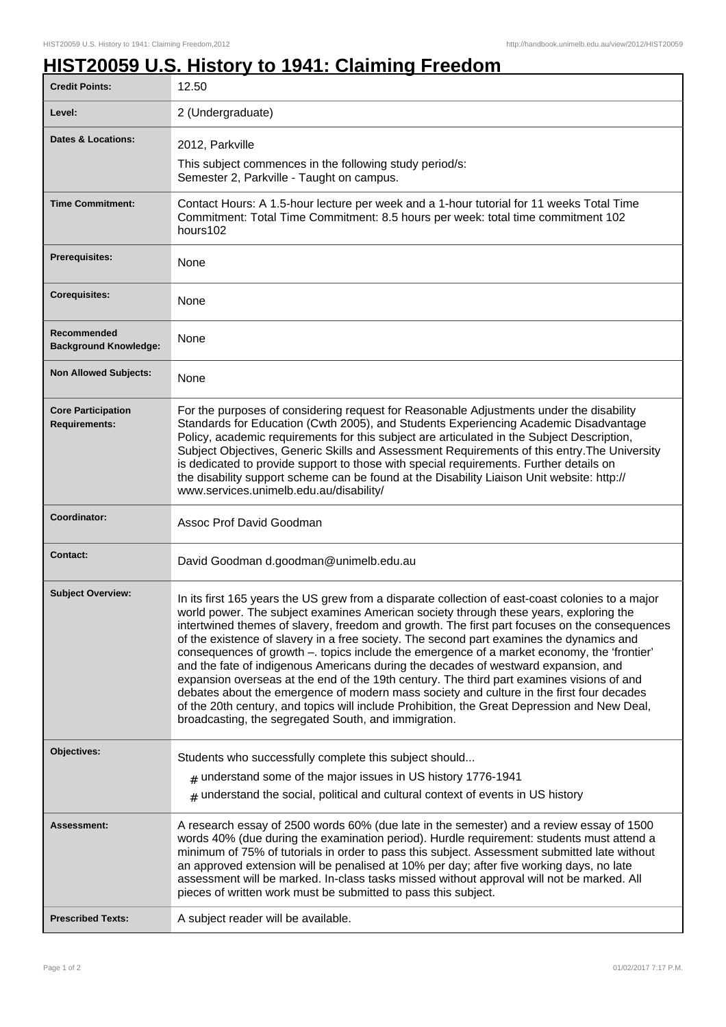# HIST20059 U.S. History to 1941: Claiming Freedom

| | |
|---|---|
| **Credit Points:** | 12.50 |
| **Level:** | 2 (Undergraduate) |
| **Dates & Locations:** | 2012, Parkville<br>This subject commences in the following study period/s:<br>Semester 2, Parkville - Taught on campus. |
| **Time Commitment:** | Contact Hours: A 1.5-hour lecture per week and a 1-hour tutorial for 11 weeks Total Time Commitment: Total Time Commitment: 8.5 hours per week: total time commitment 102 hours102 |
| **Prerequisites:** | None |
| **Corequisites:** | None |
| **Recommended Background Knowledge:** | None |
| **Non Allowed Subjects:** | None |
| **Core Participation Requirements:** | For the purposes of considering request for Reasonable Adjustments under the disability Standards for Education (Cwth 2005), and Students Experiencing Academic Disadvantage Policy, academic requirements for this subject are articulated in the Subject Description, Subject Objectives, Generic Skills and Assessment Requirements of this entry.The University is dedicated to provide support to those with special requirements. Further details on the disability support scheme can be found at the Disability Liaison Unit website: http://www.services.unimelb.edu.au/disability/ |
| **Coordinator:** | Assoc Prof David Goodman |
| **Contact:** | David Goodman d.goodman@unimelb.edu.au |
| **Subject Overview:** | In its first 165 years the US grew from a disparate collection of east-coast colonies to a major world power. The subject examines American society through these years, exploring the intertwined themes of slavery, freedom and growth. The first part focuses on the consequences of the existence of slavery in a free society. The second part examines the dynamics and consequences of growth –. topics include the emergence of a market economy, the 'frontier' and the fate of indigenous Americans during the decades of westward expansion, and expansion overseas at the end of the 19th century. The third part examines visions of and debates about the emergence of modern mass society and culture in the first four decades of the 20th century, and topics will include Prohibition, the Great Depression and New Deal, broadcasting, the segregated South, and immigration. |
| **Objectives:** | Students who successfully complete this subject should...<br># understand some of the major issues in US history 1776-1941<br># understand the social, political and cultural context of events in US history |
| **Assessment:** | A research essay of 2500 words 60% (due late in the semester) and a review essay of 1500 words 40% (due during the examination period). Hurdle requirement: students must attend a minimum of 75% of tutorials in order to pass this subject. Assessment submitted late without an approved extension will be penalised at 10% per day; after five working days, no late assessment will be marked. In-class tasks missed without approval will not be marked. All pieces of written work must be submitted to pass this subject. |
| **Prescribed Texts:** | A subject reader will be available. |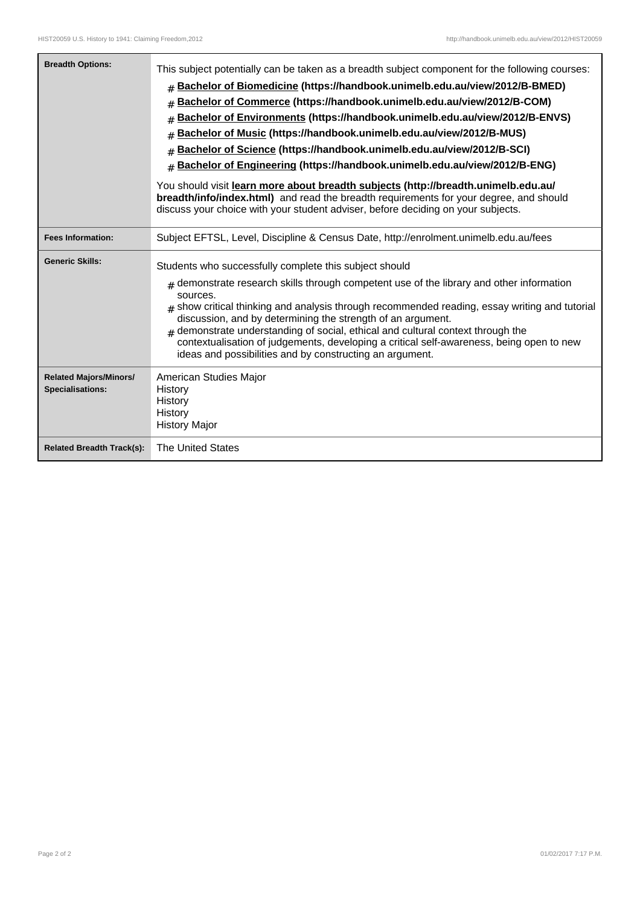| | |
|---|---|
| **Breadth Options:** | This subject potentially can be taken as a breadth subject component for the following courses:<br># **Bachelor of Biomedicine (https://handbook.unimelb.edu.au/view/2012/B-BMED)**<br># **Bachelor of Commerce (https://handbook.unimelb.edu.au/view/2012/B-COM)**<br># **Bachelor of Environments (https://handbook.unimelb.edu.au/view/2012/B-ENVS)**<br># **Bachelor of Music (https://handbook.unimelb.edu.au/view/2012/B-MUS)**<br># **Bachelor of Science (https://handbook.unimelb.edu.au/view/2012/B-SCI)**<br># **Bachelor of Engineering (https://handbook.unimelb.edu.au/view/2012/B-ENG)**<br><br>You should visit **learn more about breadth subjects (http://breadth.unimelb.edu.au/breadth/info/index.html)** and read the breadth requirements for your degree, and should discuss your choice with your student adviser, before deciding on your subjects. |
| **Fees Information:** | Subject EFTSL, Level, Discipline & Census Date, http://enrolment.unimelb.edu.au/fees |
| **Generic Skills:** | Students who successfully complete this subject should<br># demonstrate research skills through competent use of the library and other information sources.<br># show critical thinking and analysis through recommended reading, essay writing and tutorial discussion, and by determining the strength of an argument.<br># demonstrate understanding of social, ethical and cultural context through the contextualisation of judgements, developing a critical self-awareness, being open to new ideas and possibilities and by constructing an argument. |
| **Related Majors/Minors/ Specialisations:** | American Studies Major<br>History<br>History<br>History<br>History Major |
| **Related Breadth Track(s):** | The United States |